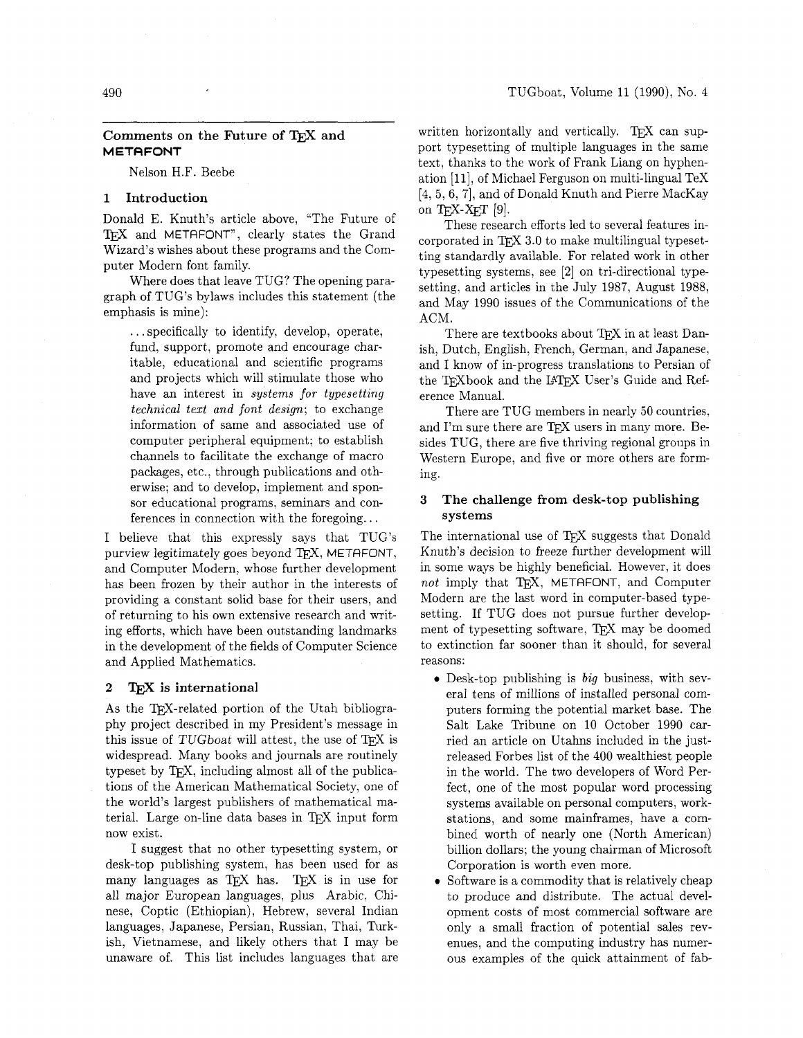## Comments on the Future of TeX and METAFONT

Nelson H.F. Beebe

### 1 Introduction

Donald E. Knuth's article above, "The Future of TeX and METAFONT", clearly states the Grand Wizard's wishes about these programs and the Computer Modern font family.

Where does that leave TUG? The opening paragraph of TUG's bylaws includes this statement (the emphasis is mine):

> ...specifically to identify, develop, operate, fund, support, promote and encourage charitable, educational and scientific programs and projects which will stimulate those who have an interest in *systems for typesetting technical text and font design*; to exchange information of same and associated use of computer peripheral equipment; to establish channels to facilitate the exchange of macro packages, etc., through publications and otherwise; and to develop, implement and sponsor educational programs, seminars and conferences in connection with the foregoing...

I believe that this expressly says that TUG's purview legitimately goes beyond TeX, METAFONT, and Computer Modern, whose further development has been frozen by their author in the interests of providing a constant solid base for their users, and of returning to his own extensive research and writing efforts, which have been outstanding landmarks in the development of the fields of Computer Science and Applied Mathematics.

### 2 TeX is international

As the TeX-related portion of the Utah bibliography project described in my President's message in this issue of *TUGboat* will attest, the use of TeX is widespread. Many books and journals are routinely typeset by TeX, including almost all of the publications of the American Mathematical Society, one of the world's largest publishers of mathematical material. Large on-line data bases in TeX input form now exist.

I suggest that no other typesetting system, or desk-top publishing system, has been used for as many languages as TeX has. TeX is in use for all major European languages, plus Arabic, Chinese, Coptic (Ethiopian), Hebrew, several Indian languages, Japanese, Persian, Russian, Thai, Turkish, Vietnamese, and likely others that I may be unaware of. This list includes languages that are written horizontally and vertically. TeX can support typesetting of multiple languages in the same text, thanks to the work of Frank Liang on hyphenation [11], of Michael Ferguson on multi-lingual TeX [4, 5, 6, 7], and of Donald Knuth and Pierre MacKay on TeX-XeT [9].

These research efforts led to several features incorporated in TeX 3.0 to make multilingual typesetting standardly available. For related work in other typesetting systems, see [2] on tri-directional typesetting, and articles in the July 1987, August 1988, and May 1990 issues of the Communications of the ACM.

There are textbooks about TeX in at least Danish, Dutch, English, French, German, and Japanese, and I know of in-progress translations to Persian of the TeXbook and the LaTeX User's Guide and Reference Manual.

There are TUG members in nearly 50 countries, and I'm sure there are TeX users in many more. Besides TUG, there are five thriving regional groups in Western Europe, and five or more others are forming.

### 3 The challenge from desk-top publishing systems

The international use of TeX suggests that Donald Knuth's decision to freeze further development will in some ways be highly beneficial. However, it does *not* imply that TeX, METAFONT, and Computer Modern are the last word in computer-based typesetting. If TUG does not pursue further development of typesetting software, TeX may be doomed to extinction far sooner than it should, for several reasons:

- Desk-top publishing is *big* business, with several tens of millions of installed personal computers forming the potential market base. The Salt Lake Tribune on 10 October 1990 carried an article on Utahns included in the just-released Forbes list of the 400 wealthiest people in the world. The two developers of Word Perfect, one of the most popular word processing systems available on personal computers, workstations, and some mainframes, have a combined worth of nearly one (North American) billion dollars; the young chairman of Microsoft Corporation is worth even more.
- Software is a commodity that is relatively cheap to produce and distribute. The actual development costs of most commercial software are only a small fraction of potential sales revenues, and the computing industry has numerous examples of the quick attainment of fab-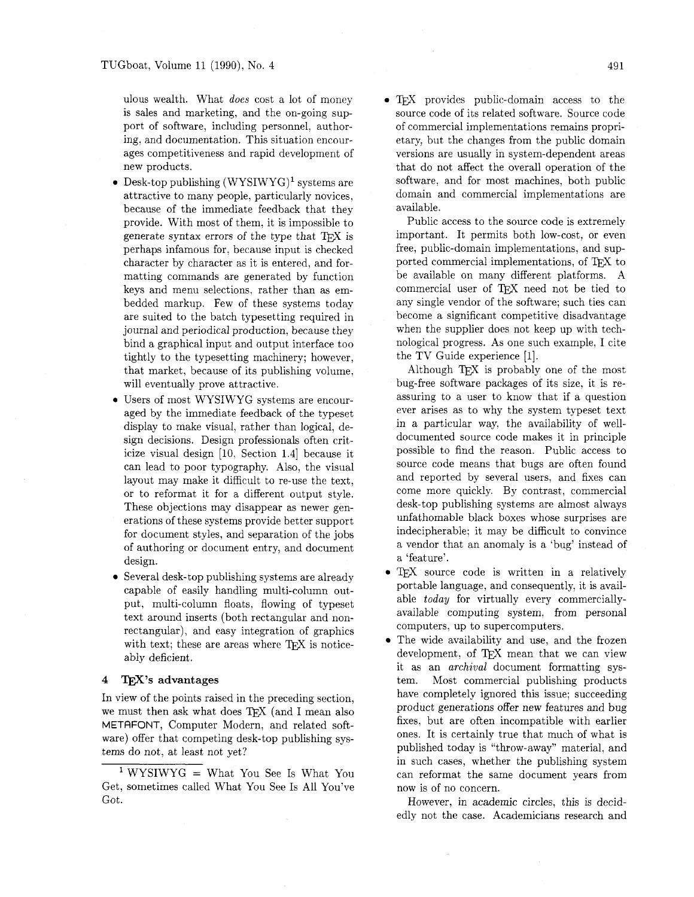ulous wealth. What *does* cost a lot of money is sales and marketing, and the on-going support of software, including personnel, authoring, and documentation. This situation encourages competitiveness and rapid development of new products.

- Desk-top publishing (WYSIWYG)[1] systems are attractive to many people, particularly novices, because of the immediate feedback that they provide. With most of them, it is impossible to generate syntax errors of the type that TeX is perhaps infamous for, because input is checked character by character as it is entered, and formatting commands are generated by function keys and menu selections, rather than as embedded markup. Few of these systems today are suited to the batch typesetting required in journal and periodical production, because they bind a graphical input and output interface too tightly to the typesetting machinery; however, that market, because of its publishing volume, will eventually prove attractive.
- Users of most WYSIWYG systems are encouraged by the immediate feedback of the typeset display to make visual, rather than logical, design decisions. Design professionals often criticize visual design [10, Section 1.4] because it can lead to poor typography. Also, the visual layout may make it difficult to re-use the text, or to reformat it for a different output style. These objections may disappear as newer generations of these systems provide better support for document styles, and separation of the jobs of authoring or document entry, and document design.
- Several desk-top publishing systems are already capable of easily handling multi-column output, multi-column floats, flowing of typeset text around inserts (both rectangular and non-rectangular), and easy integration of graphics with text; these are areas where TeX is noticeably deficient.

## 4 TeX's advantages

In view of the points raised in the preceding section, we must then ask what does TeX (and I mean also METAFONT, Computer Modern, and related software) offer that competing desk-top publishing systems do not, at least not yet?

- TeX provides public-domain access to the source code of its related software. Source code of commercial implementations remains proprietary, but the changes from the public domain versions are usually in system-dependent areas that do not affect the overall operation of the software, and for most machines, both public domain and commercial implementations are available.

  Public access to the source code is extremely important. It permits both low-cost, or even free, public-domain implementations, and supported commercial implementations, of TeX to be available on many different platforms. A commercial user of TeX need not be tied to any single vendor of the software; such ties can become a significant competitive disadvantage when the supplier does not keep up with technological progress. As one such example, I cite the TV Guide experience [1].

  Although TeX is probably one of the most bug-free software packages of its size, it is reassuring to a user to know that if a question ever arises as to why the system typeset text in a particular way, the availability of well-documented source code makes it in principle possible to find the reason. Public access to source code means that bugs are often found and reported by several users, and fixes can come more quickly. By contrast, commercial desk-top publishing systems are almost always unfathomable black boxes whose surprises are indecipherable; it may be difficult to convince a vendor that an anomaly is a 'bug' instead of a 'feature'.
- TeX source code is written in a relatively portable language, and consequently, it is available *today* for virtually every commercially-available computing system, from personal computers, up to supercomputers.
- The wide availability and use, and the frozen development, of TeX mean that we can view it as an *archival* document formatting system. Most commercial publishing products have completely ignored this issue; succeeding product generations offer new features and bug fixes, but are often incompatible with earlier ones. It is certainly true that much of what is published today is "throw-away" material, and in such cases, whether the publishing system can reformat the same document years from now is of no concern.

  However, in academic circles, this is decidedly not the case. Academicians research and

[1] WYSIWYG = What You See Is What You Get, sometimes called What You See Is All You've Got.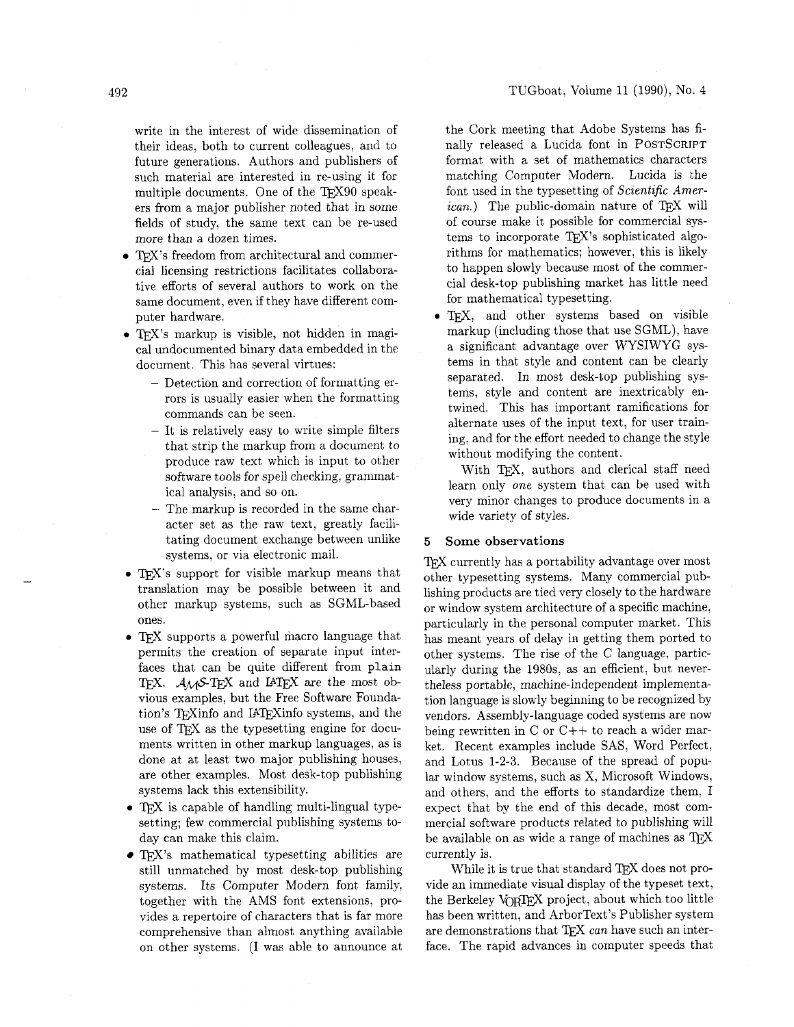write in the interest of wide dissemination of their ideas, both to current colleagues, and to future generations. Authors and publishers of such material are interested in re-using it for multiple documents. One of the TeX90 speakers from a major publisher noted that in some fields of study, the same text can be re-used more than a dozen times.

- TeX's freedom from architectural and commercial licensing restrictions facilitates collaborative efforts of several authors to work on the same document, even if they have different computer hardware.
- TeX's markup is visible, not hidden in magical undocumented binary data embedded in the document. This has several virtues:
  - Detection and correction of formatting errors is usually easier when the formatting commands can be seen.
  - It is relatively easy to write simple filters that strip the markup from a document to produce raw text which is input to other software tools for spell checking, grammatical analysis, and so on.
  - The markup is recorded in the same character set as the raw text, greatly facilitating document exchange between unlike systems, or via electronic mail.
- TeX's support for visible markup means that translation may be possible between it and other markup systems, such as SGML-based ones.
- TeX supports a powerful macro language that permits the creation of separate input interfaces that can be quite different from `plain` TeX. AMS-TeX and LaTeX are the most obvious examples, but the Free Software Foundation's TeXinfo and LaTeXinfo systems, and the use of TeX as the typesetting engine for documents written in other markup languages, as is done at at least two major publishing houses, are other examples. Most desk-top publishing systems lack this extensibility.
- TeX is capable of handling multi-lingual typesetting; few commercial publishing systems today can make this claim.
- TeX's mathematical typesetting abilities are still unmatched by most desk-top publishing systems. Its Computer Modern font family, together with the AMS font extensions, provides a repertoire of characters that is far more comprehensive than almost anything available on other systems. (I was able to announce at the Cork meeting that Adobe Systems has finally released a Lucida font in PostScript format with a set of mathematics characters matching Computer Modern. Lucida is the font used in the typesetting of *Scientific American*.) The public-domain nature of TeX will of course make it possible for commercial systems to incorporate TeX's sophisticated algorithms for mathematics; however, this is likely to happen slowly because most of the commercial desk-top publishing market has little need for mathematical typesetting.
- TeX, and other systems based on visible markup (including those that use SGML), have a significant advantage over WYSIWYG systems in that style and content can be clearly separated. In most desk-top publishing systems, style and content are inextricably entwined. This has important ramifications for alternate uses of the input text, for user training, and for the effort needed to change the style without modifying the content.

  With TeX, authors and clerical staff need learn only *one* system that can be used with very minor changes to produce documents in a wide variety of styles.

## 5 Some observations

TeX currently has a portability advantage over most other typesetting systems. Many commercial publishing products are tied very closely to the hardware or window system architecture of a specific machine, particularly in the personal computer market. This has meant years of delay in getting them ported to other systems. The rise of the C language, particularly during the 1980s, as an efficient, but nevertheless portable, machine-independent implementation language is slowly beginning to be recognized by vendors. Assembly-language coded systems are now being rewritten in C or C++ to reach a wider market. Recent examples include SAS, Word Perfect, and Lotus 1-2-3. Because of the spread of popular window systems, such as X, Microsoft Windows, and others, and the efforts to standardize them, I expect that by the end of this decade, most commercial software products related to publishing will be available on as wide a range of machines as TeX currently is.

While it is true that standard TeX does not provide an immediate visual display of the typeset text, the Berkeley VorTeX project, about which too little has been written, and ArborText's Publisher system are demonstrations that TeX *can* have such an interface. The rapid advances in computer speeds that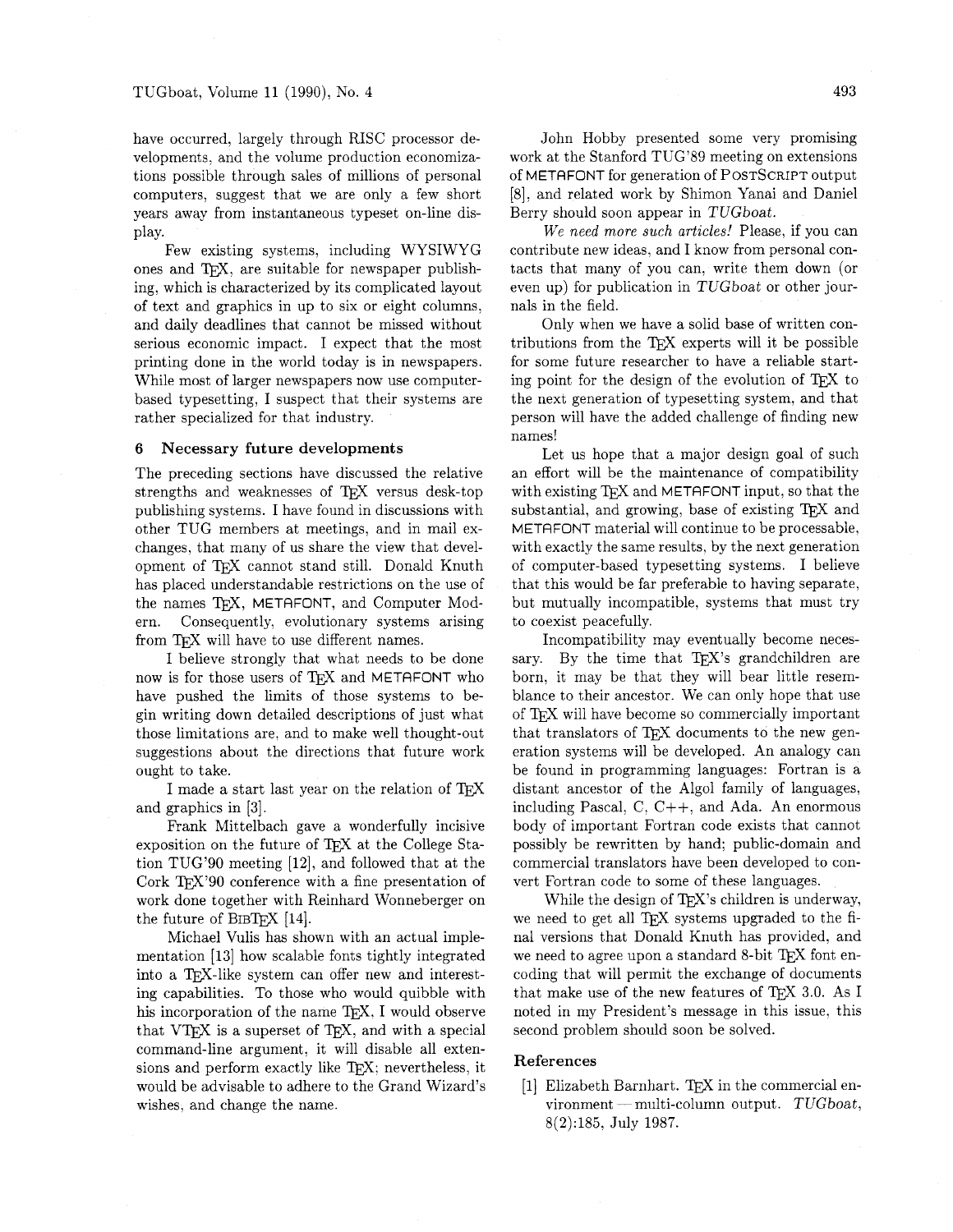have occurred, largely through RISC processor developments, and the volume production economizations possible through sales of millions of personal computers, suggest that we are only a few short years away from instantaneous typeset on-line display.

Few existing systems, including WYSIWYG ones and TeX, are suitable for newspaper publishing, which is characterized by its complicated layout of text and graphics in up to six or eight columns, and daily deadlines that cannot be missed without serious economic impact. I expect that the most printing done in the world today is in newspapers. While most of larger newspapers now use computer-based typesetting, I suspect that their systems are rather specialized for that industry.

## 6 Necessary future developments

The preceding sections have discussed the relative strengths and weaknesses of TeX versus desk-top publishing systems. I have found in discussions with other TUG members at meetings, and in mail exchanges, that many of us share the view that development of TeX cannot stand still. Donald Knuth has placed understandable restrictions on the use of the names TeX, METAFONT, and Computer Modern. Consequently, evolutionary systems arising from TeX will have to use different names.

I believe strongly that what needs to be done now is for those users of TeX and METAFONT who have pushed the limits of those systems to begin writing down detailed descriptions of just what those limitations are, and to make well thought-out suggestions about the directions that future work ought to take.

I made a start last year on the relation of TeX and graphics in [3].

Frank Mittelbach gave a wonderfully incisive exposition on the future of TeX at the College Station TUG'90 meeting [12], and followed that at the Cork TeX'90 conference with a fine presentation of work done together with Reinhard Wonneberger on the future of BibTeX [14].

Michael Vulis has shown with an actual implementation [13] how scalable fonts tightly integrated into a TeX-like system can offer new and interesting capabilities. To those who would quibble with his incorporation of the name TeX, I would observe that VTeX is a superset of TeX, and with a special command-line argument, it will disable all extensions and perform exactly like TeX; nevertheless, it would be advisable to adhere to the Grand Wizard's wishes, and change the name.

John Hobby presented some very promising work at the Stanford TUG'89 meeting on extensions of METAFONT for generation of PostScript output [8], and related work by Shimon Yanai and Daniel Berry should soon appear in *TUGboat*.

*We need more such articles!* Please, if you can contribute new ideas, and I know from personal contacts that many of you can, write them down (or even up) for publication in *TUGboat* or other journals in the field.

Only when we have a solid base of written contributions from the TeX experts will it be possible for some future researcher to have a reliable starting point for the design of the evolution of TeX to the next generation of typesetting system, and that person will have the added challenge of finding new names!

Let us hope that a major design goal of such an effort will be the maintenance of compatibility with existing TeX and METAFONT input, so that the substantial, and growing, base of existing TeX and METAFONT material will continue to be processable, with exactly the same results, by the next generation of computer-based typesetting systems. I believe that this would be far preferable to having separate, but mutually incompatible, systems that must try to coexist peacefully.

Incompatibility may eventually become necessary. By the time that TeX's grandchildren are born, it may be that they will bear little resemblance to their ancestor. We can only hope that use of TeX will have become so commercially important that translators of TeX documents to the new generation systems will be developed. An analogy can be found in programming languages: Fortran is a distant ancestor of the Algol family of languages, including Pascal, C, C++, and Ada. An enormous body of important Fortran code exists that cannot possibly be rewritten by hand; public-domain and commercial translators have been developed to convert Fortran code to some of these languages.

While the design of TeX's children is underway, we need to get all TeX systems upgraded to the final versions that Donald Knuth has provided, and we need to agree upon a standard 8-bit TeX font encoding that will permit the exchange of documents that make use of the new features of TeX 3.0. As I noted in my President's message in this issue, this second problem should soon be solved.

## References

[1] Elizabeth Barnhart. TeX in the commercial environment — multi-column output. *TUGboat*, 8(2):185, July 1987.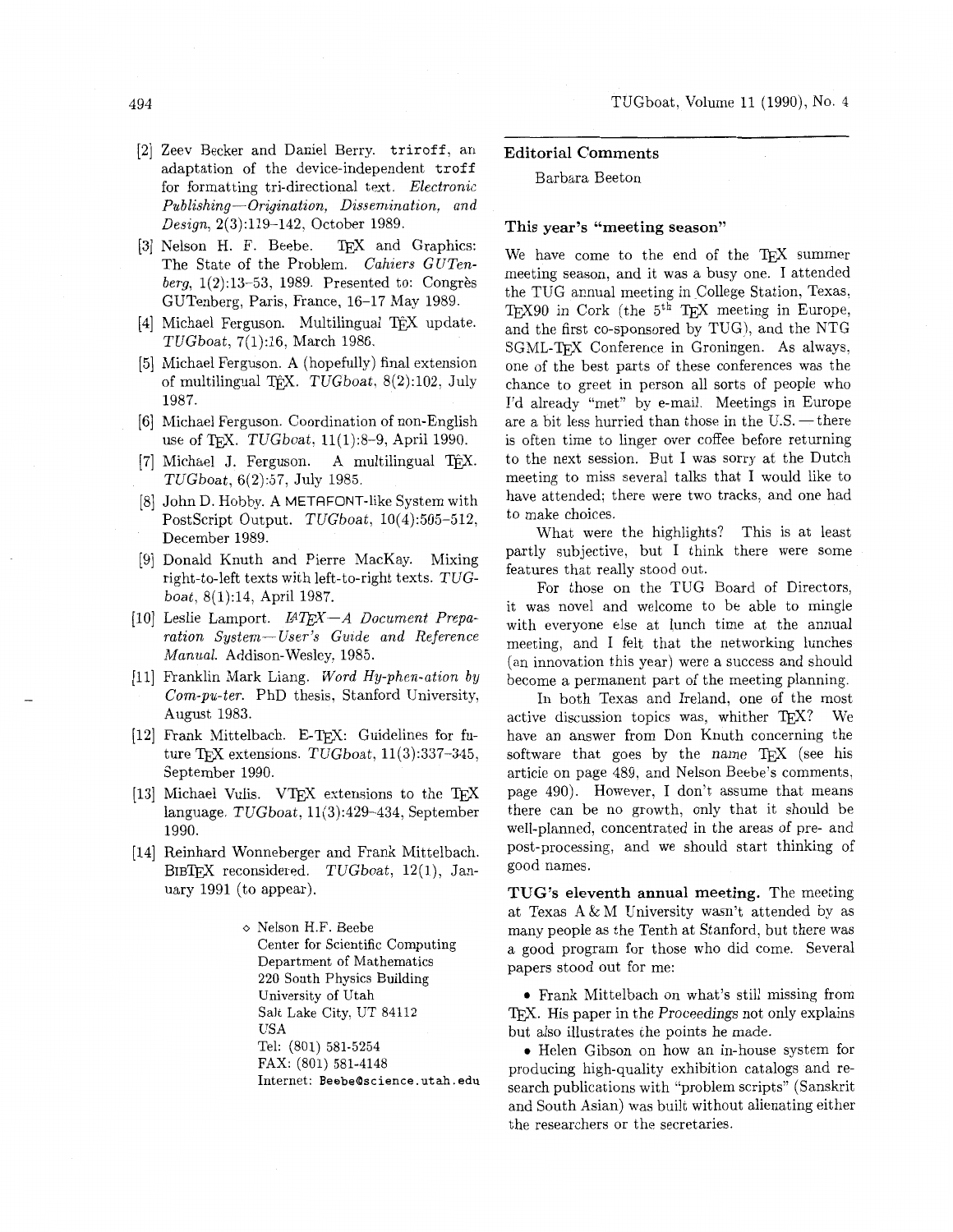[2] Zeev Becker and Daniel Berry. `triroff`, an adaptation of the device-independent `troff` for formatting tri-directional text. *Electronic Publishing—Origination, Dissemination, and Design*, 2(3):119–142, October 1989.

[3] Nelson H. F. Beebe. TeX and Graphics: The State of the Problem. *Cahiers GUTenberg*, 1(2):13–53, 1989. Presented to: Congrès GUTenberg, Paris, France, 16–17 May 1989.

[4] Michael Ferguson. Multilingual TeX update. *TUGboat*, 7(1):16, March 1986.

[5] Michael Ferguson. A (hopefully) final extension of multilingual TeX. *TUGboat*, 8(2):102, July 1987.

[6] Michael Ferguson. Coordination of non-English use of TeX. *TUGboat*, 11(1):8–9, April 1990.

[7] Michael J. Ferguson. A multilingual TeX. *TUGboat*, 6(2):57, July 1985.

[8] John D. Hobby. A METAFONT-like System with PostScript Output. *TUGboat*, 10(4):505–512, December 1989.

[9] Donald Knuth and Pierre MacKay. Mixing right-to-left texts with left-to-right texts. *TUGboat*, 8(1):14, April 1987.

[10] Leslie Lamport. *LaTeX—A Document Preparation System—User's Guide and Reference Manual.* Addison-Wesley, 1985.

[11] Franklin Mark Liang. *Word Hy-phen-ation by Com-pu-ter.* PhD thesis, Stanford University, August 1983.

[12] Frank Mittelbach. E-TeX: Guidelines for future TeX extensions. *TUGboat*, 11(3):337–345, September 1990.

[13] Michael Vulis. VTeX extensions to the TeX language. *TUGboat*, 11(3):429–434, September 1990.

[14] Reinhard Wonneberger and Frank Mittelbach. BibTeX reconsidered. *TUGboat*, 12(1), January 1991 (to appear).

◇ Nelson H.F. Beebe
Center for Scientific Computing
Department of Mathematics
220 South Physics Building
University of Utah
Salt Lake City, UT 84112
USA
Tel: (801) 581-5254
FAX: (801) 581-4148
Internet: `Beebe@science.utah.edu`

## Editorial Comments

Barbara Beeton

### This year's "meeting season"

We have come to the end of the TeX summer meeting season, and it was a busy one. I attended the TUG annual meeting in College Station, Texas, TeX90 in Cork (the 5th TeX meeting in Europe, and the first co-sponsored by TUG), and the NTG SGML-TeX Conference in Groningen. As always, one of the best parts of these conferences was the chance to greet in person all sorts of people who I'd already "met" by e-mail. Meetings in Europe are a bit less hurried than those in the U.S. — there is often time to linger over coffee before returning to the next session. But I was sorry at the Dutch meeting to miss several talks that I would like to have attended; there were two tracks, and one had to make choices.

What were the highlights? This is at least partly subjective, but I think there were some features that really stood out.

For those on the TUG Board of Directors, it was novel and welcome to be able to mingle with everyone else at lunch time at the annual meeting, and I felt that the networking lunches (an innovation this year) were a success and should become a permanent part of the meeting planning.

In both Texas and Ireland, one of the most active discussion topics was, whither TeX? We have an answer from Don Knuth concerning the software that goes by the *name* TeX (see his article on page 489, and Nelson Beebe's comments, page 490). However, I don't assume that means there can be no growth, only that it should be well-planned, concentrated in the areas of pre- and post-processing, and we should start thinking of good names.

**TUG's eleventh annual meeting.** The meeting at Texas A & M University wasn't attended by as many people as the Tenth at Stanford, but there was a good program for those who did come. Several papers stood out for me:

- Frank Mittelbach on what's still missing from TeX. His paper in the *Proceedings* not only explains but also illustrates the points he made.
- Helen Gibson on how an in-house system for producing high-quality exhibition catalogs and research publications with "problem scripts" (Sanskrit and South Asian) was built without alienating either the researchers or the secretaries.